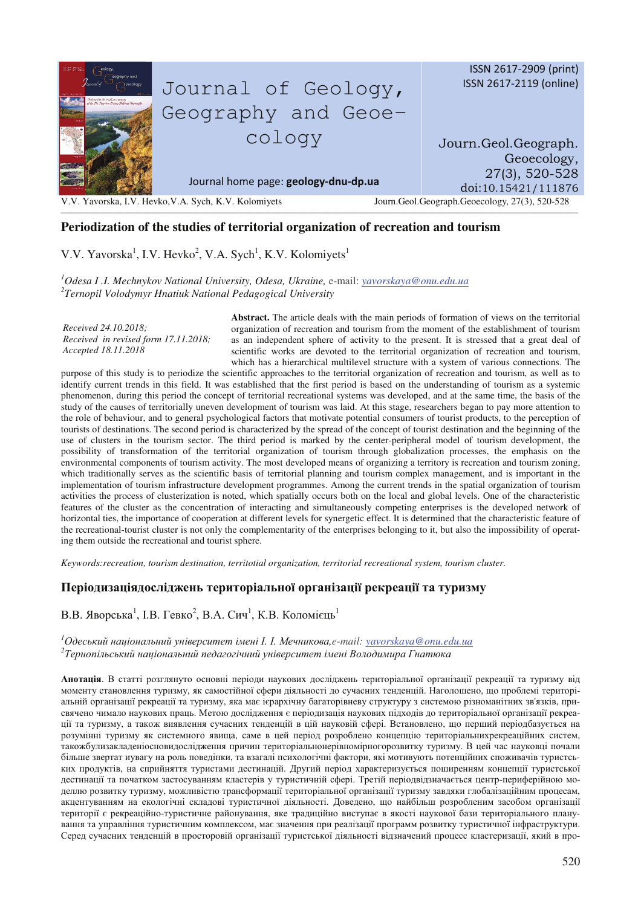# Periodization of the studies of territorial organization of recreation and tourism

V.V. Yavorska[1], I.V. Hevko[2], V.A. Sych[1], K.V. Kolomiyets[1]

[1]*Odesa I .I. Mechnykov National University, Odesa, Ukraine,* e-mail: *yavorskaya@onu.edu.ua*
[2]*Ternopil Volodymyr Hnatiuk National Pedagogical University*

*Received 24.10.2018;*
*Received in revised form 17.11.2018;*
*Accepted 18.11.2018*

**Abstract.** The article deals with the main periods of formation of views on the territorial organization of recreation and tourism from the moment of the establishment of tourism as an independent sphere of activity to the present. It is stressed that a great deal of scientific works are devoted to the territorial organization of recreation and tourism, which has a hierarchical multilevel structure with a system of various connections. The purpose of this study is to periodize the scientific approaches to the territorial organization of recreation and tourism, as well as to identify current trends in this field. It was established that the first period is based on the understanding of tourism as a systemic phenomenon, during this period the concept of territorial recreational systems was developed, and at the same time, the basis of the study of the causes of territorially uneven development of tourism was laid. At this stage, researchers began to pay more attention to the role of behaviour, and to general psychological factors that motivate potential consumers of tourist products, to the perception of tourists of destinations. The second period is characterized by the spread of the concept of tourist destination and the beginning of the use of clusters in the tourism sector. The third period is marked by the center-peripheral model of tourism development, the possibility of transformation of the territorial organization of tourism through globalization processes, the emphasis on the environmental components of tourism activity. The most developed means of organizing a territory is recreation and tourism zoning, which traditionally serves as the scientific basis of territorial planning and tourism complex management, and is important in the implementation of tourism infrastructure development programmes. Among the current trends in the spatial organization of tourism activities the process of clusterization is noted, which spatially occurs both on the local and global levels. One of the characteristic features of the cluster as the concentration of interacting and simultaneously competing enterprises is the developed network of horizontal ties, the importance of cooperation at different levels for synergetic effect. It is determined that the characteristic feature of the recreational-tourist cluster is not only the complementarity of the enterprises belonging to it, but also the impossibility of operating them outside the recreational and tourist sphere.

*Keywords:recreation, tourism destination, territotial organization, territorial recreational system, tourism cluster.*

## Періодизаціядосліджень територіальної організації рекреації та туризму

В.В. Яворська[1], І.В. Гевко[2], В.А. Сич[1], К.В. Коломієць[1]

[1]*Одеський національний університет імені І. І. Мечникова,e-mail: yavorskaya@onu.edu.ua*
[2]*Тернопільський національний педагогічний університет імені Володимира Гнатюка*

**Анотація**. В статті розглянуто основні періоди наукових досліджень територіальної організації рекреації та туризму від моменту становлення туризму, як самостійної сфери діяльності до сучасних тенденцій. Наголошено, що проблемі територіальній організації рекреації та туризму, яка має ієрархічну багаторівневу структуру з системою різноманітних зв'язків, присвячено чимало наукових праць. Метою дослідження є періодизація наукових підходів до територіальної організації рекреації та туризму, а також виявлення сучасних тенденцій в цій науковій сфері. Встановлено, що перший періодбазується на розумінні туризму як системного явища, саме в цей період розроблено концепцію територіальнихрекреаційних систем, такожбулизакладеніосновидослідження причин територіальнонерівномірногорозвитку туризму. В цей час науковці почали більше звертат иувагу на роль поведінки, та взагалі психологічні фактори, які мотивують потенційних споживачів туристських продуктів, на сприйняття туристами дестинацій. Другий період характеризується поширенням концепції туристської дестинації та початком застосуванням кластерів у туристичній сфері. Третій періодвідзначається центр-периферійною моделлю розвитку туризму, можливістю трансформації територіальної організації туризму завдяки глобалізаційним процесам, акцентуванням на екологічні складові туристичної діяльності. Доведено, що найбільш розробленим засобом організації території є рекреаційно-туристичне районування, яке традиційно виступає в якості наукової бази територіального планування та управління туристичним комплексом, має значення при реалізації программ розвитку туристичної інфраструктури. Серед сучасних тенденцій в просторовій організації туристської діяльності відзначений процес кластеризації, який в про-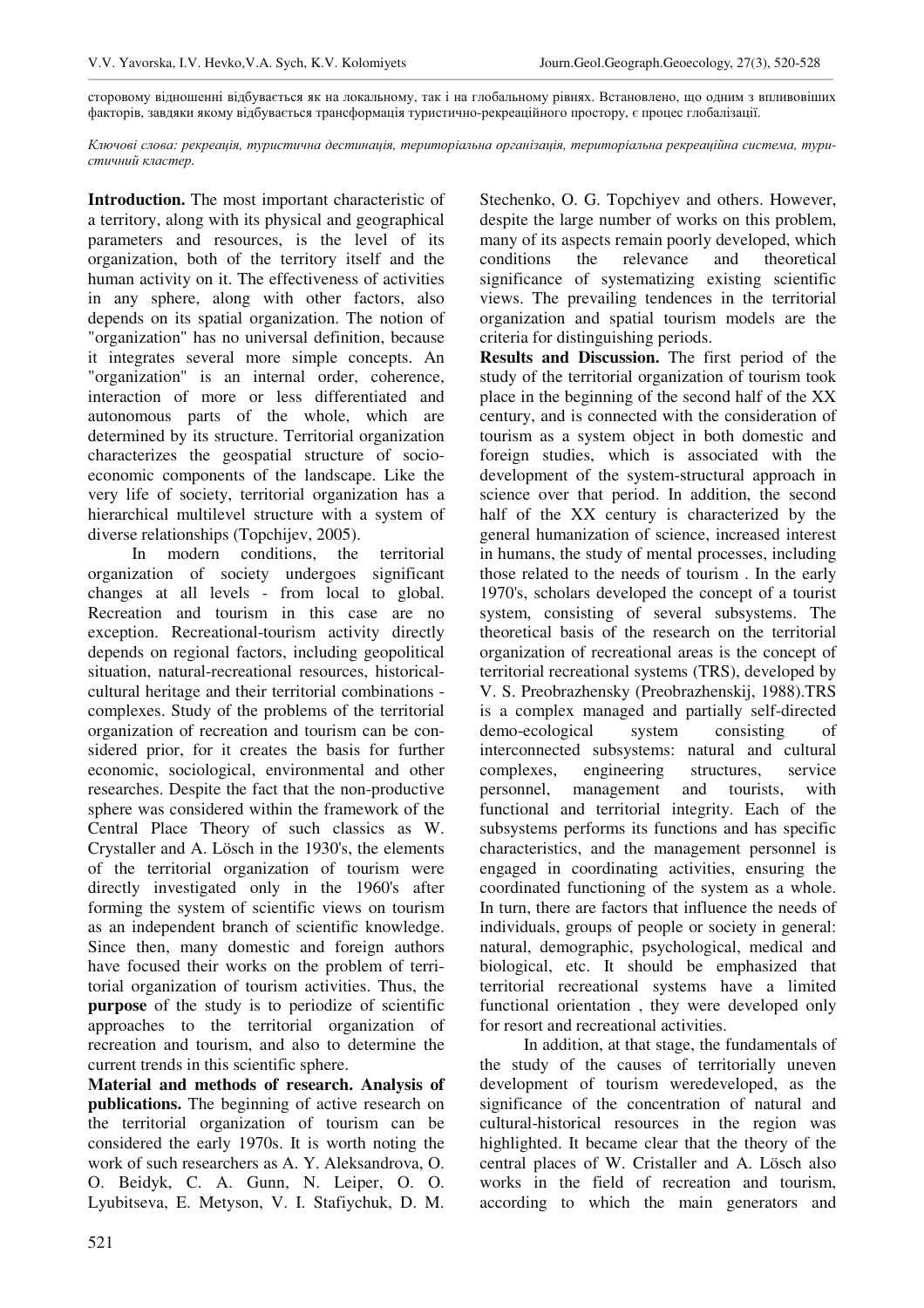сторовому відношенні відбувається як на локальному, так і на глобальному рівнях. Встановлено, що одним з впливовіших факторів, завдяки якому відбувається трансформація туристично-рекреаційного простору, є процес глобалізації.

*Ключові слова: рекреація, туристична дестинація, територіальна організація, територіальна рекреаційна система, туристичний кластер.*

**Introduction.** The most important characteristic of a territory, along with its physical and geographical parameters and resources, is the level of its organization, both of the territory itself and the human activity on it. The effectiveness of activities in any sphere, along with other factors, also depends on its spatial organization. The notion of "organization" has no universal definition, because it integrates several more simple concepts. An "organization" is an internal order, coherence, interaction of more or less differentiated and autonomous parts of the whole, which are determined by its structure. Territorial organization characterizes the geospatial structure of socio-economic components of the landscape. Like the very life of society, territorial organization has a hierarchical multilevel structure with a system of diverse relationships (Topchijev, 2005).

In modern conditions, the territorial organization of society undergoes significant changes at all levels - from local to global. Recreation and tourism in this case are no exception. Recreational-tourism activity directly depends on regional factors, including geopolitical situation, natural-recreational resources, historical-cultural heritage and their territorial combinations - complexes. Study of the problems of the territorial organization of recreation and tourism can be considered prior, for it creates the basis for further economic, sociological, environmental and other researches. Despite the fact that the non-productive sphere was considered within the framework of the Central Place Theory of such classics as W. Crystaller and A. Lösch in the 1930's, the elements of the territorial organization of tourism were directly investigated only in the 1960's after forming the system of scientific views on tourism as an independent branch of scientific knowledge. Since then, many domestic and foreign authors have focused their works on the problem of territorial organization of tourism activities. Thus, the **purpose** of the study is to periodize of scientific approaches to the territorial organization of recreation and tourism, and also to determine the current trends in this scientific sphere.

**Material and methods of research. Analysis of publications.** The beginning of active research on the territorial organization of tourism can be considered the early 1970s. It is worth noting the work of such researchers as A. Y. Aleksandrova, O. O. Beidyk, C. A. Gunn, N. Leiper, O. O. Lyubitseva, E. Metyson, V. I. Stafiychuk, D. M. Stechenko, O. G. Topchiyev and others. However, despite the large number of works on this problem, many of its aspects remain poorly developed, which conditions the relevance and theoretical significance of systematizing existing scientific views. The prevailing tendences in the territorial organization and spatial tourism models are the criteria for distinguishing periods.

**Results and Discussion.** The first period of the study of the territorial organization of tourism took place in the beginning of the second half of the XX century, and is connected with the consideration of tourism as a system object in both domestic and foreign studies, which is associated with the development of the system-structural approach in science over that period. In addition, the second half of the XX century is characterized by the general humanization of science, increased interest in humans, the study of mental processes, including those related to the needs of tourism . In the early 1970's, scholars developed the concept of a tourist system, consisting of several subsystems. The theoretical basis of the research on the territorial organization of recreational areas is the concept of territorial recreational systems (TRS), developed by V. S. Preobrazhensky (Preobrazhenskij, 1988).TRS is a complex managed and partially self-directed demo-ecological system consisting of interconnected subsystems: natural and cultural complexes, engineering structures, service personnel, management and tourists, with functional and territorial integrity. Each of the subsystems performs its functions and has specific characteristics, and the management personnel is engaged in coordinating activities, ensuring the coordinated functioning of the system as a whole. In turn, there are factors that influence the needs of individuals, groups of people or society in general: natural, demographic, psychological, medical and biological, etc. It should be emphasized that territorial recreational systems have a limited functional orientation , they were developed only for resort and recreational activities.

In addition, at that stage, the fundamentals of the study of the causes of territorially uneven development of tourism weredeveloped, as the significance of the concentration of natural and cultural-historical resources in the region was highlighted. It became clear that the theory of the central places of W. Cristaller and A. Lösch also works in the field of recreation and tourism, according to which the main generators and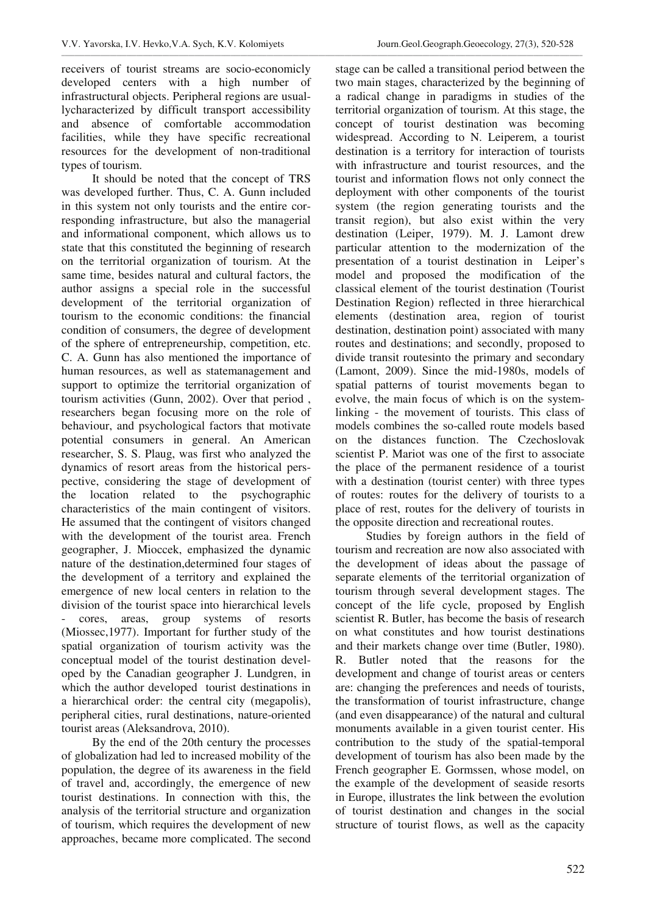receivers of tourist streams are socio-economicly developed centers with a high number of infrastructural objects. Peripheral regions are usual-lycharacterized by difficult transport accessibility and absence of comfortable accommodation facilities, while they have specific recreational resources for the development of non-traditional types of tourism.

It should be noted that the concept of TRS was developed further. Thus, C. A. Gunn included in this system not only tourists and the entire corresponding infrastructure, but also the managerial and informational component, which allows us to state that this constituted the beginning of research on the territorial organization of tourism. At the same time, besides natural and cultural factors, the author assigns a special role in the successful development of the territorial organization of tourism to the economic conditions: the financial condition of consumers, the degree of development of the sphere of entrepreneurship, competition, etc. C. A. Gunn has also mentioned the importance of human resources, as well as statemanagement and support to optimize the territorial organization of tourism activities (Gunn, 2002). Over that period , researchers began focusing more on the role of behaviour, and psychological factors that motivate potential consumers in general. An American researcher, S. S. Plaug, was first who analyzed the dynamics of resort areas from the historical perspective, considering the stage of development of the location related to the psychographic characteristics of the main contingent of visitors. He assumed that the contingent of visitors changed with the development of the tourist area. French geographer, J. Mioccek, emphasized the dynamic nature of the destination,determined four stages of the development of a territory and explained the emergence of new local centers in relation to the division of the tourist space into hierarchical levels - cores, areas, group systems of resorts (Miossec,1977). Important for further study of the spatial organization of tourism activity was the conceptual model of the tourist destination developed by the Canadian geographer J. Lundgren, in which the author developed tourist destinations in a hierarchical order: the central city (megapolis), peripheral cities, rural destinations, nature-oriented tourist areas (Aleksandrova, 2010).

By the end of the 20th century the processes of globalization had led to increased mobility of the population, the degree of its awareness in the field of travel and, accordingly, the emergence of new tourist destinations. In connection with this, the analysis of the territorial structure and organization of tourism, which requires the development of new approaches, became more complicated. The second stage can be called a transitional period between the two main stages, characterized by the beginning of a radical change in paradigms in studies of the territorial organization of tourism. At this stage, the concept of tourist destination was becoming widespread. According to N. Leiperem, a tourist destination is a territory for interaction of tourists with infrastructure and tourist resources, and the tourist and information flows not only connect the deployment with other components of the tourist system (the region generating tourists and the transit region), but also exist within the very destination (Leiper, 1979). M. J. Lamont drew particular attention to the modernization of the presentation of a tourist destination in Leiper's model and proposed the modification of the classical element of the tourist destination (Tourist Destination Region) reflected in three hierarchical elements (destination area, region of tourist destination, destination point) associated with many routes and destinations; and secondly, proposed to divide transit routesinto the primary and secondary (Lamont, 2009). Since the mid-1980s, models of spatial patterns of tourist movements began to evolve, the main focus of which is on the system-linking - the movement of tourists. This class of models combines the so-called route models based on the distances function. The Czechoslovak scientist P. Mariot was one of the first to associate the place of the permanent residence of a tourist with a destination (tourist center) with three types of routes: routes for the delivery of tourists to a place of rest, routes for the delivery of tourists in the opposite direction and recreational routes.

Studies by foreign authors in the field of tourism and recreation are now also associated with the development of ideas about the passage of separate elements of the territorial organization of tourism through several development stages. The concept of the life cycle, proposed by English scientist R. Butler, has become the basis of research on what constitutes and how tourist destinations and their markets change over time (Butler, 1980). R. Butler noted that the reasons for the development and change of tourist areas or centers are: changing the preferences and needs of tourists, the transformation of tourist infrastructure, change (and even disappearance) of the natural and cultural monuments available in a given tourist center. His contribution to the study of the spatial-temporal development of tourism has also been made by the French geographer E. Gormssen, whose model, on the example of the development of seaside resorts in Europe, illustrates the link between the evolution of tourist destination and changes in the social structure of tourist flows, as well as the capacity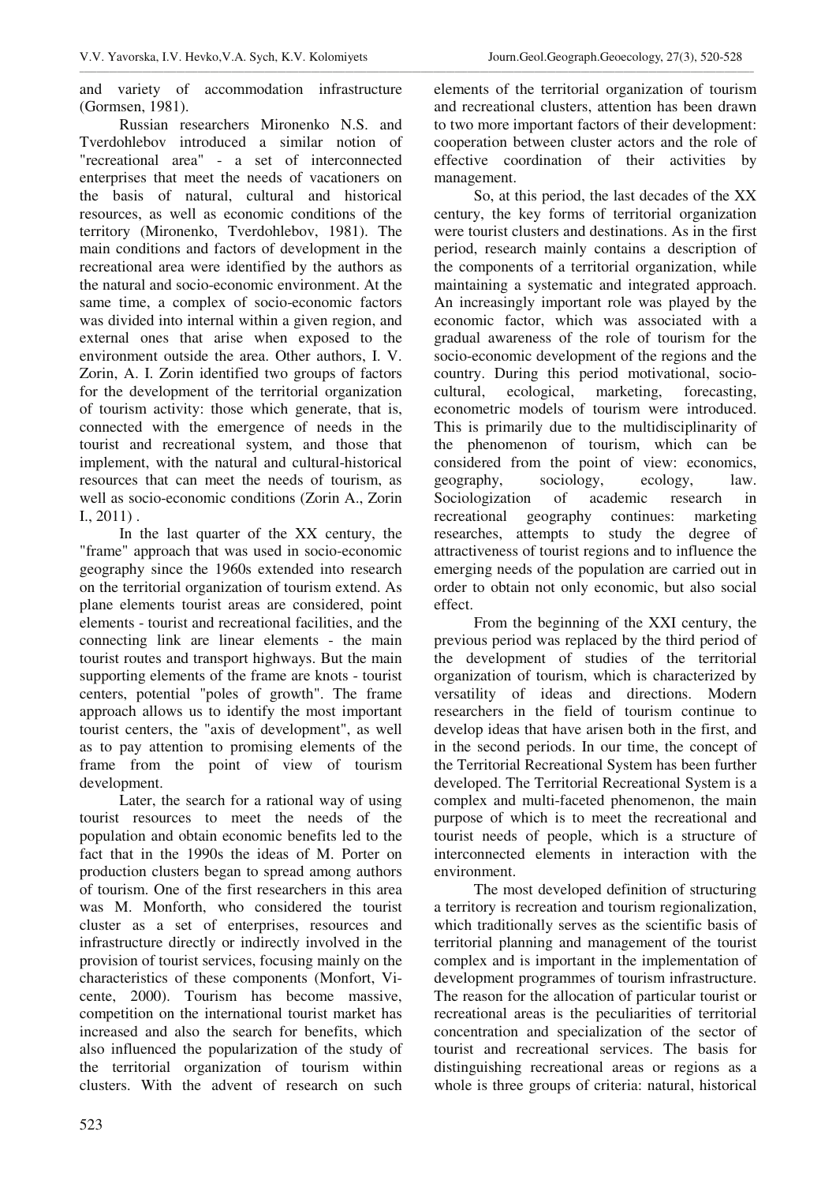and variety of accommodation infrastructure (Gormsen, 1981).

Russian researchers Mironenko N.S. and Tverdohlebov introduced a similar notion of "recreational area" - a set of interconnected enterprises that meet the needs of vacationers on the basis of natural, cultural and historical resources, as well as economic conditions of the territory (Mironenko, Tverdohlebov, 1981). The main conditions and factors of development in the recreational area were identified by the authors as the natural and socio-economic environment. At the same time, a complex of socio-economic factors was divided into internal within a given region, and external ones that arise when exposed to the environment outside the area. Other authors, I. V. Zorin, A. I. Zorin identified two groups of factors for the development of the territorial organization of tourism activity: those which generate, that is, connected with the emergence of needs in the tourist and recreational system, and those that implement, with the natural and cultural-historical resources that can meet the needs of tourism, as well as socio-economic conditions (Zorin A., Zorin I., 2011) .

In the last quarter of the XX century, the "frame" approach that was used in socio-economic geography since the 1960s extended into research on the territorial organization of tourism extend. As plane elements tourist areas are considered, point elements - tourist and recreational facilities, and the connecting link are linear elements - the main tourist routes and transport highways. But the main supporting elements of the frame are knots - tourist centers, potential "poles of growth". The frame approach allows us to identify the most important tourist centers, the "axis of development", as well as to pay attention to promising elements of the frame from the point of view of tourism development.

Later, the search for a rational way of using tourist resources to meet the needs of the population and obtain economic benefits led to the fact that in the 1990s the ideas of M. Porter on production clusters began to spread among authors of tourism. One of the first researchers in this area was M. Monforth, who considered the tourist cluster as a set of enterprises, resources and infrastructure directly or indirectly involved in the provision of tourist services, focusing mainly on the characteristics of these components (Monfort, Vicente, 2000). Tourism has become massive, competition on the international tourist market has increased and also the search for benefits, which also influenced the popularization of the study of the territorial organization of tourism within clusters. With the advent of research on such elements of the territorial organization of tourism and recreational clusters, attention has been drawn to two more important factors of their development: cooperation between cluster actors and the role of effective coordination of their activities by management.

So, at this period, the last decades of the XX century, the key forms of territorial organization were tourist clusters and destinations. As in the first period, research mainly contains a description of the components of a territorial organization, while maintaining a systematic and integrated approach. An increasingly important role was played by the economic factor, which was associated with a gradual awareness of the role of tourism for the socio-economic development of the regions and the country. During this period motivational, socio-cultural, ecological, marketing, forecasting, econometric models of tourism were introduced. This is primarily due to the multidisciplinarity of the phenomenon of tourism, which can be considered from the point of view: economics, geography, sociology, ecology, law. Sociologization of academic research in recreational geography continues: marketing researches, attempts to study the degree of attractiveness of tourist regions and to influence the emerging needs of the population are carried out in order to obtain not only economic, but also social effect.

From the beginning of the XXI century, the previous period was replaced by the third period of the development of studies of the territorial organization of tourism, which is characterized by versatility of ideas and directions. Modern researchers in the field of tourism continue to develop ideas that have arisen both in the first, and in the second periods. In our time, the concept of the Territorial Recreational System has been further developed. The Territorial Recreational System is a complex and multi-faceted phenomenon, the main purpose of which is to meet the recreational and tourist needs of people, which is a structure of interconnected elements in interaction with the environment.

The most developed definition of structuring a territory is recreation and tourism regionalization, which traditionally serves as the scientific basis of territorial planning and management of the tourist complex and is important in the implementation of development programmes of tourism infrastructure. The reason for the allocation of particular tourist or recreational areas is the peculiarities of territorial concentration and specialization of the sector of tourist and recreational services. The basis for distinguishing recreational areas or regions as a whole is three groups of criteria: natural, historical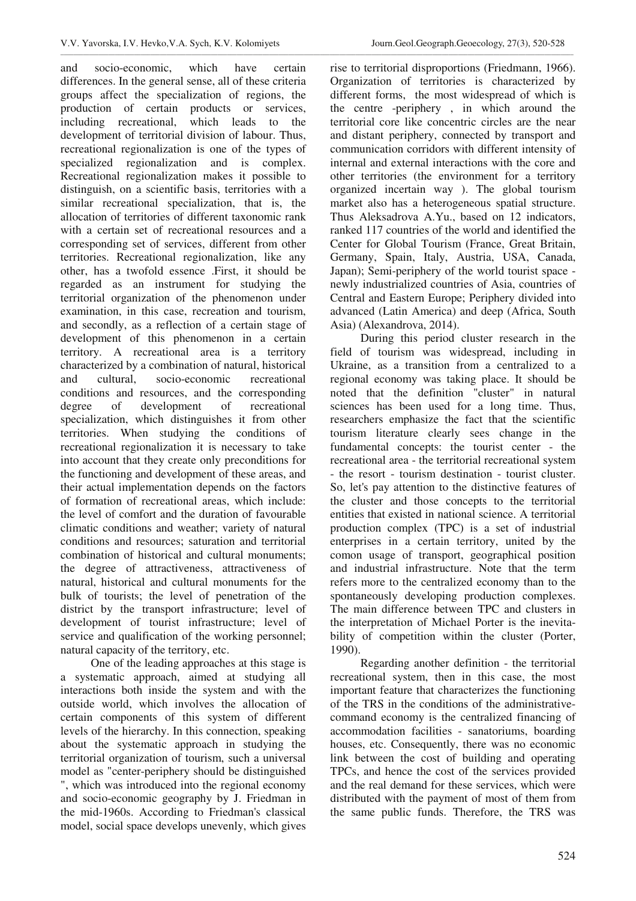and socio-economic, which have certain differences. In the general sense, all of these criteria groups affect the specialization of regions, the production of certain products or services, including recreational, which leads to the development of territorial division of labour. Thus, recreational regionalization is one of the types of specialized regionalization and is complex. Recreational regionalization makes it possible to distinguish, on a scientific basis, territories with a similar recreational specialization, that is, the allocation of territories of different taxonomic rank with a certain set of recreational resources and a corresponding set of services, different from other territories. Recreational regionalization, like any other, has a twofold essence .First, it should be regarded as an instrument for studying the territorial organization of the phenomenon under examination, in this case, recreation and tourism, and secondly, as a reflection of a certain stage of development of this phenomenon in a certain territory. A recreational area is a territory characterized by a combination of natural, historical and cultural, socio-economic recreational conditions and resources, and the corresponding degree of development of recreational specialization, which distinguishes it from other territories. When studying the conditions of recreational regionalization it is necessary to take into account that they create only preconditions for the functioning and development of these areas, and their actual implementation depends on the factors of formation of recreational areas, which include: the level of comfort and the duration of favourable climatic conditions and weather; variety of natural conditions and resources; saturation and territorial combination of historical and cultural monuments; the degree of attractiveness, attractiveness of natural, historical and cultural monuments for the bulk of tourists; the level of penetration of the district by the transport infrastructure; level of development of tourist infrastructure; level of service and qualification of the working personnel; natural capacity of the territory, etc.

One of the leading approaches at this stage is a systematic approach, aimed at studying all interactions both inside the system and with the outside world, which involves the allocation of certain components of this system of different levels of the hierarchy. In this connection, speaking about the systematic approach in studying the territorial organization of tourism, such a universal model as "center-periphery should be distinguished ", which was introduced into the regional economy and socio-economic geography by J. Friedman in the mid-1960s. According to Friedman's classical model, social space develops unevenly, which gives rise to territorial disproportions (Friedmann, 1966). Organization of territories is characterized by different forms, the most widespread of which is the centre -periphery , in which around the territorial core like concentric circles are the near and distant periphery, connected by transport and communication corridors with different intensity of internal and external interactions with the core and other territories (the environment for a territory organized incertain way ). The global tourism market also has a heterogeneous spatial structure. Thus Aleksadrova A.Yu., based on 12 indicators, ranked 117 countries of the world and identified the Center for Global Tourism (France, Great Britain, Germany, Spain, Italy, Austria, USA, Canada, Japan); Semi-periphery of the world tourist space - newly industrialized countries of Asia, countries of Central and Eastern Europe; Periphery divided into advanced (Latin America) and deep (Africa, South Asia) (Alexandrova, 2014).

During this period cluster research in the field of tourism was widespread, including in Ukraine, as a transition from a centralized to a regional economy was taking place. It should be noted that the definition "cluster" in natural sciences has been used for a long time. Thus, researchers emphasize the fact that the scientific tourism literature clearly sees change in the fundamental concepts: the tourist center - the recreational area - the territorial recreational system - the resort - tourism destination - tourist cluster. So, let's pay attention to the distinctive features of the cluster and those concepts to the territorial entities that existed in national science. A territorial production complex (TPC) is a set of industrial enterprises in a certain territory, united by the comon usage of transport, geographical position and industrial infrastructure. Note that the term refers more to the centralized economy than to the spontaneously developing production complexes. The main difference between TPC and clusters in the interpretation of Michael Porter is the inevitability of competition within the cluster (Porter, 1990).

Regarding another definition - the territorial recreational system, then in this case, the most important feature that characterizes the functioning of the TRS in the conditions of the administrative-command economy is the centralized financing of accommodation facilities - sanatoriums, boarding houses, etc. Consequently, there was no economic link between the cost of building and operating TPCs, and hence the cost of the services provided and the real demand for these services, which were distributed with the payment of most of them from the same public funds. Therefore, the TRS was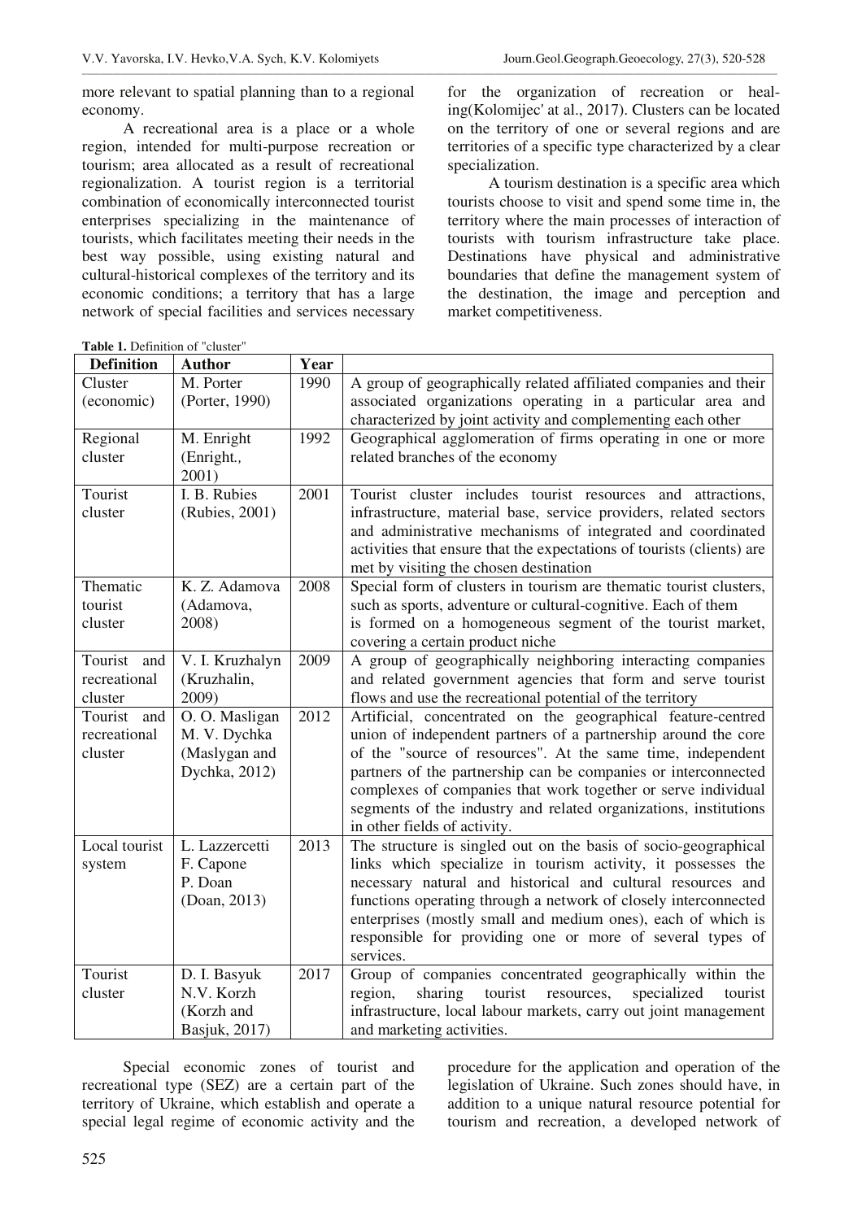more relevant to spatial planning than to a regional economy.

A recreational area is a place or a whole region, intended for multi-purpose recreation or tourism; area allocated as a result of recreational regionalization. A tourist region is a territorial combination of economically interconnected tourist enterprises specializing in the maintenance of tourists, which facilitates meeting their needs in the best way possible, using existing natural and cultural-historical complexes of the territory and its economic conditions; a territory that has a large network of special facilities and services necessary for the organization of recreation or heal-ing(Kolomijec' at al., 2017). Clusters can be located on the territory of one or several regions and are territories of a specific type characterized by a clear specialization.

A tourism destination is a specific area which tourists choose to visit and spend some time in, the territory where the main processes of interaction of tourists with tourism infrastructure take place. Destinations have physical and administrative boundaries that define the management system of the destination, the image and perception and market competitiveness.

**Table 1.** Definition of "cluster"

| Definition | Author | Year | |
|---|---|---|---|
| Cluster (economic) | M. Porter (Porter, 1990) | 1990 | A group of geographically related affiliated companies and their associated organizations operating in a particular area and characterized by joint activity and complementing each other |
| Regional cluster | M. Enright (Enright., 2001) | 1992 | Geographical agglomeration of firms operating in one or more related branches of the economy |
| Tourist cluster | I. B. Rubies (Rubies, 2001) | 2001 | Tourist cluster includes tourist resources and attractions, infrastructure, material base, service providers, related sectors and administrative mechanisms of integrated and coordinated activities that ensure that the expectations of tourists (clients) are met by visiting the chosen destination |
| Thematic tourist cluster | K. Z. Adamova (Adamova, 2008) | 2008 | Special form of clusters in tourism are thematic tourist clusters, such as sports, adventure or cultural-cognitive. Each of them is formed on a homogeneous segment of the tourist market, covering a certain product niche |
| Tourist and recreational cluster | V. I. Kruzhalyn (Kruzhalin, 2009) | 2009 | A group of geographically neighboring interacting companies and related government agencies that form and serve tourist flows and use the recreational potential of the territory |
| Tourist and recreational cluster | O. O. Masligan M. V. Dychka (Maslygan and Dychka, 2012) | 2012 | Artificial, concentrated on the geographical feature-centred union of independent partners of a partnership around the core of the "source of resources". At the same time, independent partners of the partnership can be companies or interconnected complexes of companies that work together or serve individual segments of the industry and related organizations, institutions in other fields of activity. |
| Local tourist system | L. Lazzercetti F. Capone P. Doan (Doan, 2013) | 2013 | The structure is singled out on the basis of socio-geographical links which specialize in tourism activity, it possesses the necessary natural and historical and cultural resources and functions operating through a network of closely interconnected enterprises (mostly small and medium ones), each of which is responsible for providing one or more of several types of services. |
| Tourist cluster | D. I. Basyuk N.V. Korzh (Korzh and Basjuk, 2017) | 2017 | Group of companies concentrated geographically within the region, sharing tourist resources, specialized tourist infrastructure, local labour markets, carry out joint management and marketing activities. |

Special economic zones of tourist and recreational type (SEZ) are a certain part of the territory of Ukraine, which establish and operate a special legal regime of economic activity and the procedure for the application and operation of the legislation of Ukraine. Such zones should have, in addition to a unique natural resource potential for tourism and recreation, a developed network of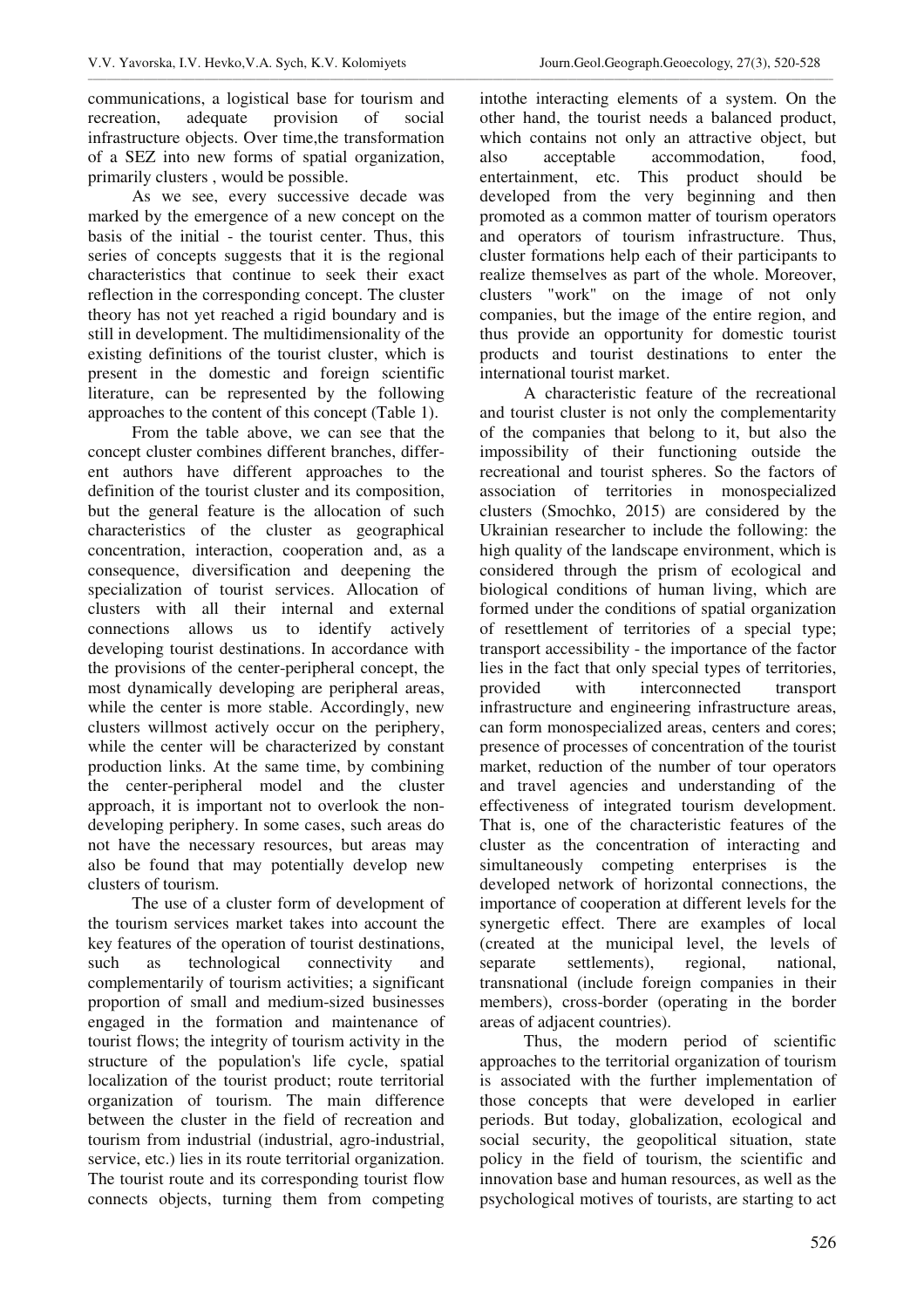communications, a logistical base for tourism and recreation, adequate provision of social infrastructure objects. Over time,the transformation of a SEZ into new forms of spatial organization, primarily clusters , would be possible.

As we see, every successive decade was marked by the emergence of a new concept on the basis of the initial - the tourist center. Thus, this series of concepts suggests that it is the regional characteristics that continue to seek their exact reflection in the corresponding concept. The cluster theory has not yet reached a rigid boundary and is still in development. The multidimensionality of the existing definitions of the tourist cluster, which is present in the domestic and foreign scientific literature, can be represented by the following approaches to the content of this concept (Table 1).

From the table above, we can see that the concept cluster combines different branches, different authors have different approaches to the definition of the tourist cluster and its composition, but the general feature is the allocation of such characteristics of the cluster as geographical concentration, interaction, cooperation and, as a consequence, diversification and deepening the specialization of tourist services. Allocation of clusters with all their internal and external connections allows us to identify actively developing tourist destinations. In accordance with the provisions of the center-peripheral concept, the most dynamically developing are peripheral areas, while the center is more stable. Accordingly, new clusters willmost actively occur on the periphery, while the center will be characterized by constant production links. At the same time, by combining the center-peripheral model and the cluster approach, it is important not to overlook the non-developing periphery. In some cases, such areas do not have the necessary resources, but areas may also be found that may potentially develop new clusters of tourism.

The use of a cluster form of development of the tourism services market takes into account the key features of the operation of tourist destinations, such as technological connectivity and complementarily of tourism activities; a significant proportion of small and medium-sized businesses engaged in the formation and maintenance of tourist flows; the integrity of tourism activity in the structure of the population's life cycle, spatial localization of the tourist product; route territorial organization of tourism. The main difference between the cluster in the field of recreation and tourism from industrial (industrial, agro-industrial, service, etc.) lies in its route territorial organization. The tourist route and its corresponding tourist flow connects objects, turning them from competing intothe interacting elements of a system. On the other hand, the tourist needs a balanced product, which contains not only an attractive object, but also acceptable accommodation, food, entertainment, etc. This product should be developed from the very beginning and then promoted as a common matter of tourism operators and operators of tourism infrastructure. Thus, cluster formations help each of their participants to realize themselves as part of the whole. Moreover, clusters "work" on the image of not only companies, but the image of the entire region, and thus provide an opportunity for domestic tourist products and tourist destinations to enter the international tourist market.

A characteristic feature of the recreational and tourist cluster is not only the complementarity of the companies that belong to it, but also the impossibility of their functioning outside the recreational and tourist spheres. So the factors of association of territories in monospecialized clusters (Smochko, 2015) are considered by the Ukrainian researcher to include the following: the high quality of the landscape environment, which is considered through the prism of ecological and biological conditions of human living, which are formed under the conditions of spatial organization of resettlement of territories of a special type; transport accessibility - the importance of the factor lies in the fact that only special types of territories, provided with interconnected transport infrastructure and engineering infrastructure areas, can form monospecialized areas, centers and cores; presence of processes of concentration of the tourist market, reduction of the number of tour operators and travel agencies and understanding of the effectiveness of integrated tourism development. That is, one of the characteristic features of the cluster as the concentration of interacting and simultaneously competing enterprises is the developed network of horizontal connections, the importance of cooperation at different levels for the synergetic effect. There are examples of local (created at the municipal level, the levels of separate settlements), regional, national, transnational (include foreign companies in their members), cross-border (operating in the border areas of adjacent countries).

Thus, the modern period of scientific approaches to the territorial organization of tourism is associated with the further implementation of those concepts that were developed in earlier periods. But today, globalization, ecological and social security, the geopolitical situation, state policy in the field of tourism, the scientific and innovation base and human resources, as well as the psychological motives of tourists, are starting to act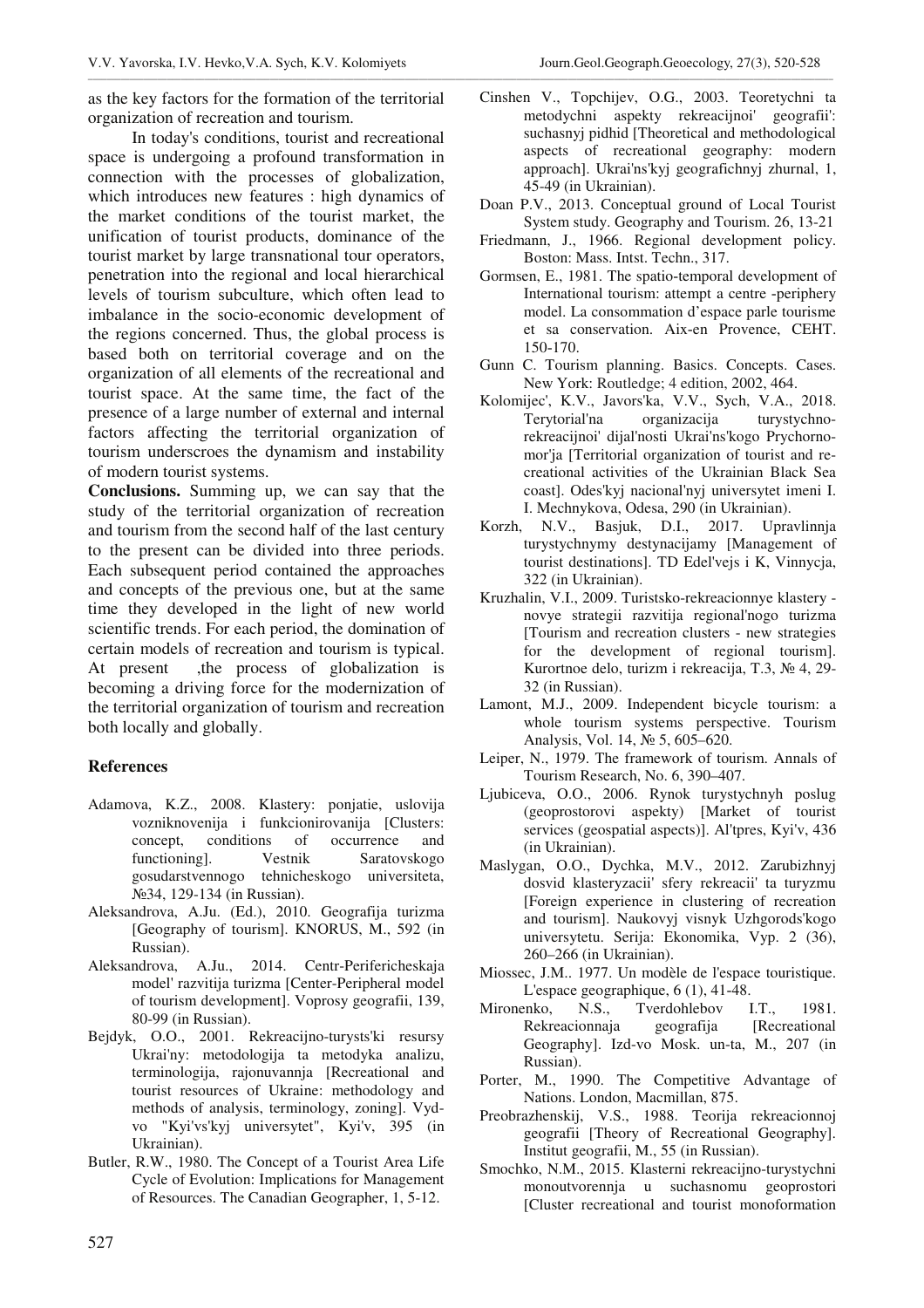as the key factors for the formation of the territorial organization of recreation and tourism.

In today's conditions, tourist and recreational space is undergoing a profound transformation in connection with the processes of globalization, which introduces new features : high dynamics of the market conditions of the tourist market, the unification of tourist products, dominance of the tourist market by large transnational tour operators, penetration into the regional and local hierarchical levels of tourism subculture, which often lead to imbalance in the socio-economic development of the regions concerned. Thus, the global process is based both on territorial coverage and on the organization of all elements of the recreational and tourist space. At the same time, the fact of the presence of a large number of external and internal factors affecting the territorial organization of tourism underscroes the dynamism and instability of modern tourist systems.

**Conclusions.** Summing up, we can say that the study of the territorial organization of recreation and tourism from the second half of the last century to the present can be divided into three periods. Each subsequent period contained the approaches and concepts of the previous one, but at the same time they developed in the light of new world scientific trends. For each period, the domination of certain models of recreation and tourism is typical. At present ,the process of globalization is becoming a driving force for the modernization of the territorial organization of tourism and recreation both locally and globally.

## References

Adamova, K.Z., 2008. Klastery: ponjatie, uslovija vozniknovenija i funkcionirovanija [Clusters: concept, conditions of occurrence and functioning]. Vestnik Saratovskogo gosudarstvennogo tehnicheskogo universiteta, №34, 129-134 (in Russian).

Aleksandrova, A.Ju. (Ed.), 2010. Geografija turizma [Geography of tourism]. KNORUS, M., 592 (in Russian).

Aleksandrova, A.Ju., 2014. Centr-Perifericheskaja model' razvitija turizma [Center-Peripheral model of tourism development]. Voprosy geografii, 139, 80-99 (in Russian).

Bejdyk, O.O., 2001. Rekreacijno-turysts'ki resursy Ukrai'ny: metodologija ta metodyka analizu, terminologija, rajonuvannja [Recreational and tourist resources of Ukraine: methodology and methods of analysis, terminology, zoning]. Vyd-vo "Kyi'vs'kyj universytet", Kyi'v, 395 (in Ukrainian).

Butler, R.W., 1980. The Concept of a Tourist Area Life Cycle of Evolution: Implications for Management of Resources. The Canadian Geographer, 1, 5-12.

Cinshen V., Topchijev, O.G., 2003. Teoretychni ta metodychni aspekty rekreacijnoi' geografii': suchasnyj pidhid [Theoretical and methodological aspects of recreational geography: modern approach]. Ukrai'ns'kyj geografichnyj zhurnal, 1, 45-49 (in Ukrainian).

Doan P.V., 2013. Conceptual ground of Local Tourist System study. Geography and Tourism. 26, 13-21

Friedmann, J., 1966. Regional development policy. Boston: Mass. Intst. Techn., 317.

Gormsen, E., 1981. The spatio-temporal development of International tourism: attempt a centre -periphery model. La consommation d'espace parle tourisme et sa conservation. Aix-en Provence, CEHT. 150-170.

Gunn C. Tourism planning. Basics. Concepts. Cases. New York: Routledge; 4 edition, 2002, 464.

Kolomijec', K.V., Javors'ka, V.V., Sych, V.A., 2018. Terytorial'na organizacija turystychno-rekreacijnoi' dijal'nosti Ukrai'ns'kogo Prychorno-mor'ja [Territorial organization of tourist and recreational activities of the Ukrainian Black Sea coast]. Odes'kyj nacional'nyj universytet imeni I. I. Mechnykova, Odesa, 290 (in Ukrainian).

Korzh, N.V., Basjuk, D.I., 2017. Upravlinnja turystychnymy destynacijamy [Management of tourist destinations]. TD Edel'vejs i K, Vinnycja, 322 (in Ukrainian).

Kruzhalin, V.I., 2009. Turistsko-rekreacionnye klastery - novye strategii razvitija regional'nogo turizma [Tourism and recreation clusters - new strategies for the development of regional tourism]. Kurortnoe delo, turizm i rekreacija, T.3, № 4, 29-32 (in Russian).

Lamont, M.J., 2009. Independent bicycle tourism: a whole tourism systems perspective. Tourism Analysis, Vol. 14, № 5, 605–620.

Leiper, N., 1979. The framework of tourism. Annals of Tourism Research, No. 6, 390–407.

Ljubiceva, O.O., 2006. Rynok turystychnyh poslug (geoprostorovi aspekty) [Market of tourist services (geospatial aspects)]. Al'tpres, Kyi'v, 436 (in Ukrainian).

Maslygan, O.O., Dychka, M.V., 2012. Zarubizhnyj dosvid klasteryzacii' sfery rekreacii' ta turyzmu [Foreign experience in clustering of recreation and tourism]. Naukovyj visnyk Uzhgorods'kogo universytetu. Serija: Ekonomika, Vyp. 2 (36), 260–266 (in Ukrainian).

Miossec, J.M.. 1977. Un modèle de l'espace touristique. L'espace geographique, 6 (1), 41-48.

Mironenko, N.S., Tverdohlebov I.T., 1981. Rekreacionnaja geografija [Recreational Geography]. Izd-vo Mosk. un-ta, M., 207 (in Russian).

Porter, M., 1990. The Competitive Advantage of Nations. London, Macmillan, 875.

Preobrazhenskij, V.S., 1988. Teorija rekreacionnoj geografii [Theory of Recreational Geography]. Institut geografii, M., 55 (in Russian).

Smochko, N.M., 2015. Klasterni rekreacijno-turystychni monoutvorennja u suchasnomu geoprostori [Cluster recreational and tourist monoformation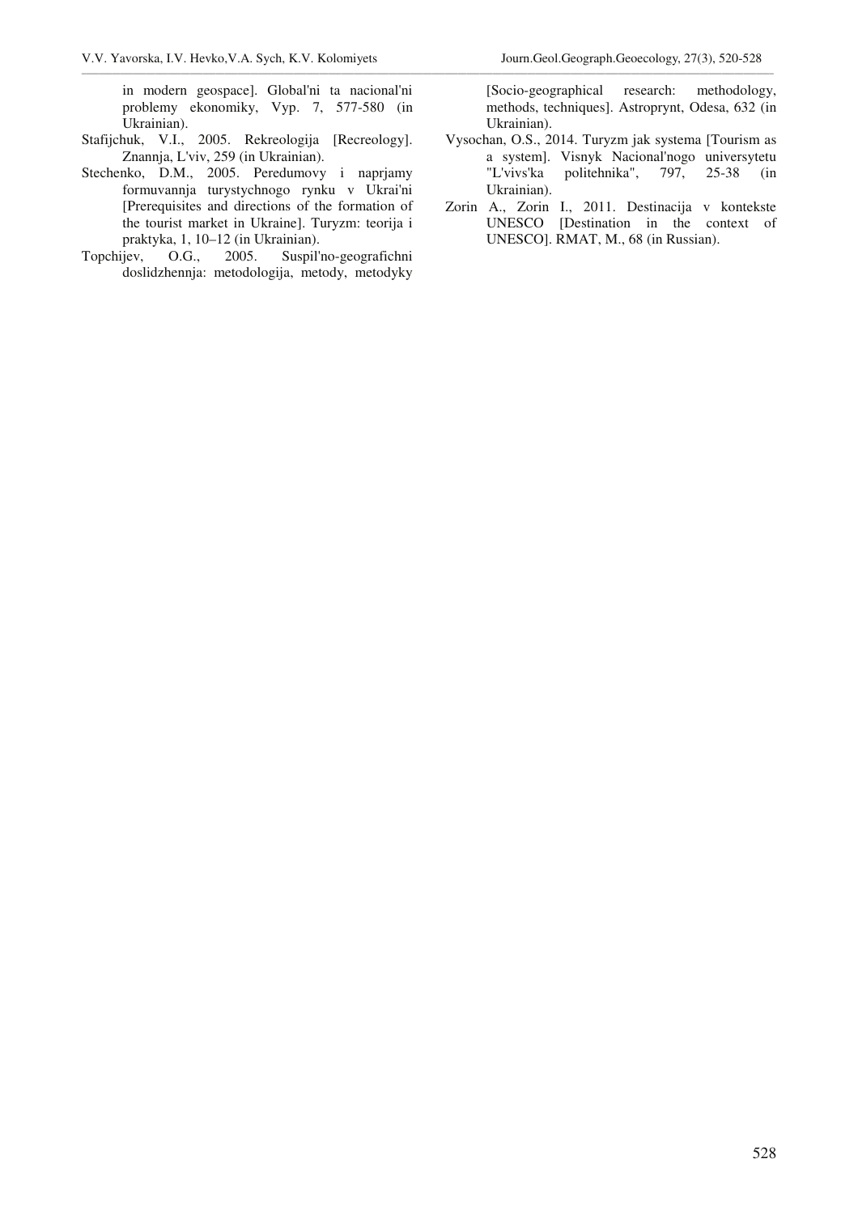in modern geospace]. Global'ni ta nacional'ni problemy ekonomiky, Vyp. 7, 577-580 (in Ukrainian).

Stafijchuk, V.I., 2005. Rekreologija [Recreology]. Znannja, L'viv, 259 (in Ukrainian).

Stechenko, D.M., 2005. Peredumovy i naprjamy formuvannja turystychnogo rynku v Ukrai'ni [Prerequisites and directions of the formation of the tourist market in Ukraine]. Turyzm: teorija i praktyka, 1, 10–12 (in Ukrainian).

Topchijev, O.G., 2005. Suspil'no-geografichni doslidzhennja: metodologija, metody, metodyky [Socio-geographical research: methodology, methods, techniques]. Astroprynt, Odesa, 632 (in Ukrainian).

Vysochan, O.S., 2014. Turyzm jak systema [Tourism as a system]. Visnyk Nacional'nogo universytetu "L'vivs'ka politehnika", 797, 25-38 (in Ukrainian).

Zorin A., Zorin I., 2011. Destinacija v kontekste UNESCO [Destination in the context of UNESCO]. RMAT, M., 68 (in Russian).